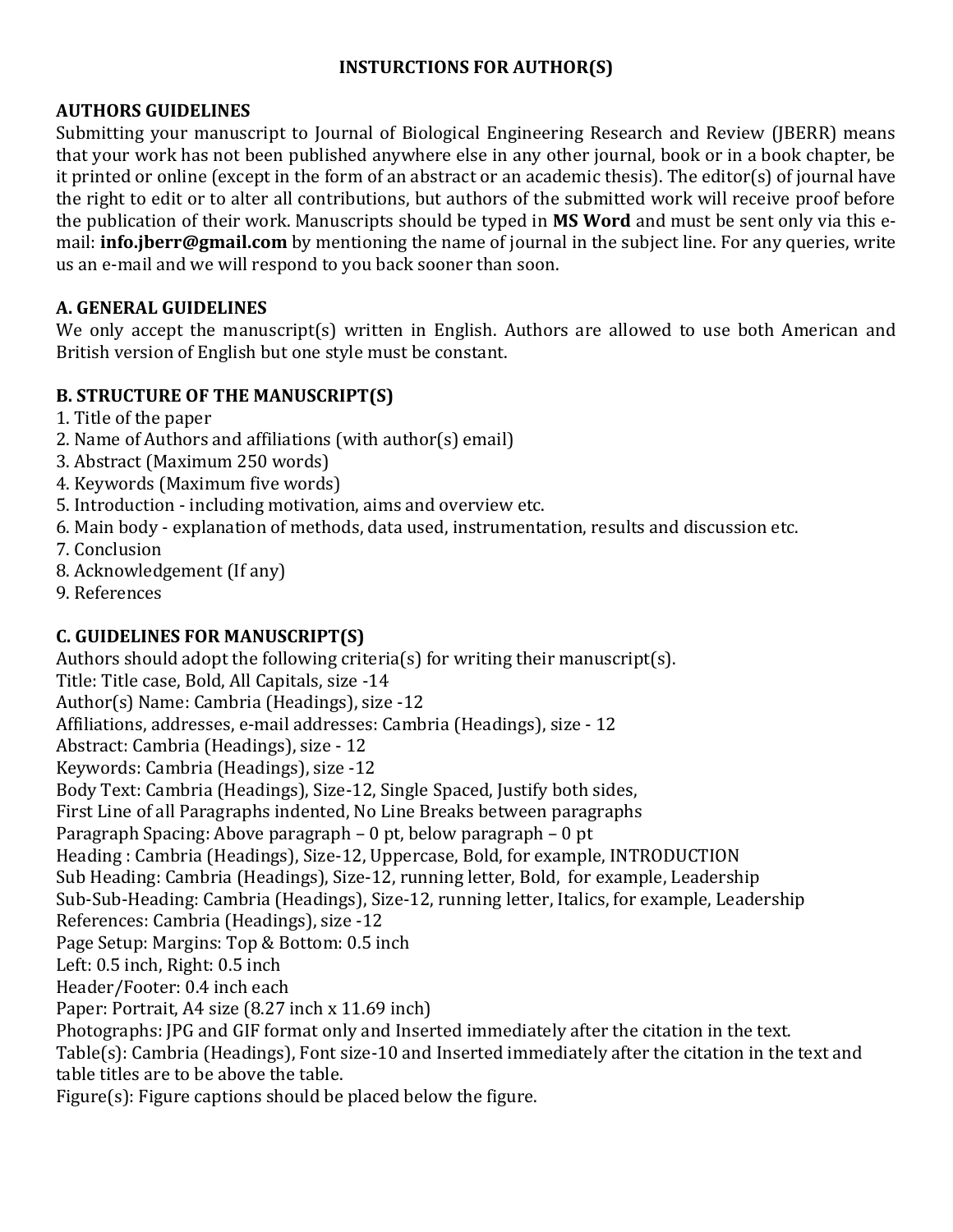# INSTURCTIONS FOR AUTHOR(S)

## AUTHORS GUIDELINES

Submitting your manuscript to Journal of Biological Engineering Research and Review (JBERR) means that your work has not been published anywhere else in any other journal, book or in a book chapter, be it printed or online (except in the form of an abstract or an academic thesis). The editor(s) of journal have the right to edit or to alter all contributions, but authors of the submitted work will receive proof before the publication of their work. Manuscripts should be typed in **MS Word** and must be sent only via this e-mail: **info.jberr@gmail.com** by mentioning the name of journal in the subject line. For any queries, write us an e-mail and we will respond to you back sooner than soon.

## A. GENERAL GUIDELINES

We only accept the manuscript(s) written in English. Authors are allowed to use both American and British version of English but one style must be constant.

## B. STRUCTURE OF THE MANUSCRIPT(S)

1. Title of the paper
2. Name of Authors and affiliations (with author(s) email)
3. Abstract (Maximum 250 words)
4. Keywords (Maximum five words)
5. Introduction - including motivation, aims and overview etc.
6. Main body - explanation of methods, data used, instrumentation, results and discussion etc.
7. Conclusion
8. Acknowledgement (If any)
9. References

## C. GUIDELINES FOR MANUSCRIPT(S)

Authors should adopt the following criteria(s) for writing their manuscript(s).

Title: Title case, Bold, All Capitals, size -14
Author(s) Name: Cambria (Headings), size -12
Affiliations, addresses, e-mail addresses: Cambria (Headings), size - 12
Abstract: Cambria (Headings), size - 12
Keywords: Cambria (Headings), size -12
Body Text: Cambria (Headings), Size-12, Single Spaced, Justify both sides,
First Line of all Paragraphs indented, No Line Breaks between paragraphs
Paragraph Spacing: Above paragraph – 0 pt, below paragraph – 0 pt
Heading : Cambria (Headings), Size-12, Uppercase, Bold, for example, INTRODUCTION
Sub Heading: Cambria (Headings), Size-12, running letter, Bold, for example, Leadership
Sub-Sub-Heading: Cambria (Headings), Size-12, running letter, Italics, for example, Leadership
References: Cambria (Headings), size -12
Page Setup: Margins: Top & Bottom: 0.5 inch
Left: 0.5 inch, Right: 0.5 inch
Header/Footer: 0.4 inch each
Paper: Portrait, A4 size (8.27 inch x 11.69 inch)
Photographs: JPG and GIF format only and Inserted immediately after the citation in the text.
Table(s): Cambria (Headings), Font size-10 and Inserted immediately after the citation in the text and table titles are to be above the table.
Figure(s): Figure captions should be placed below the figure.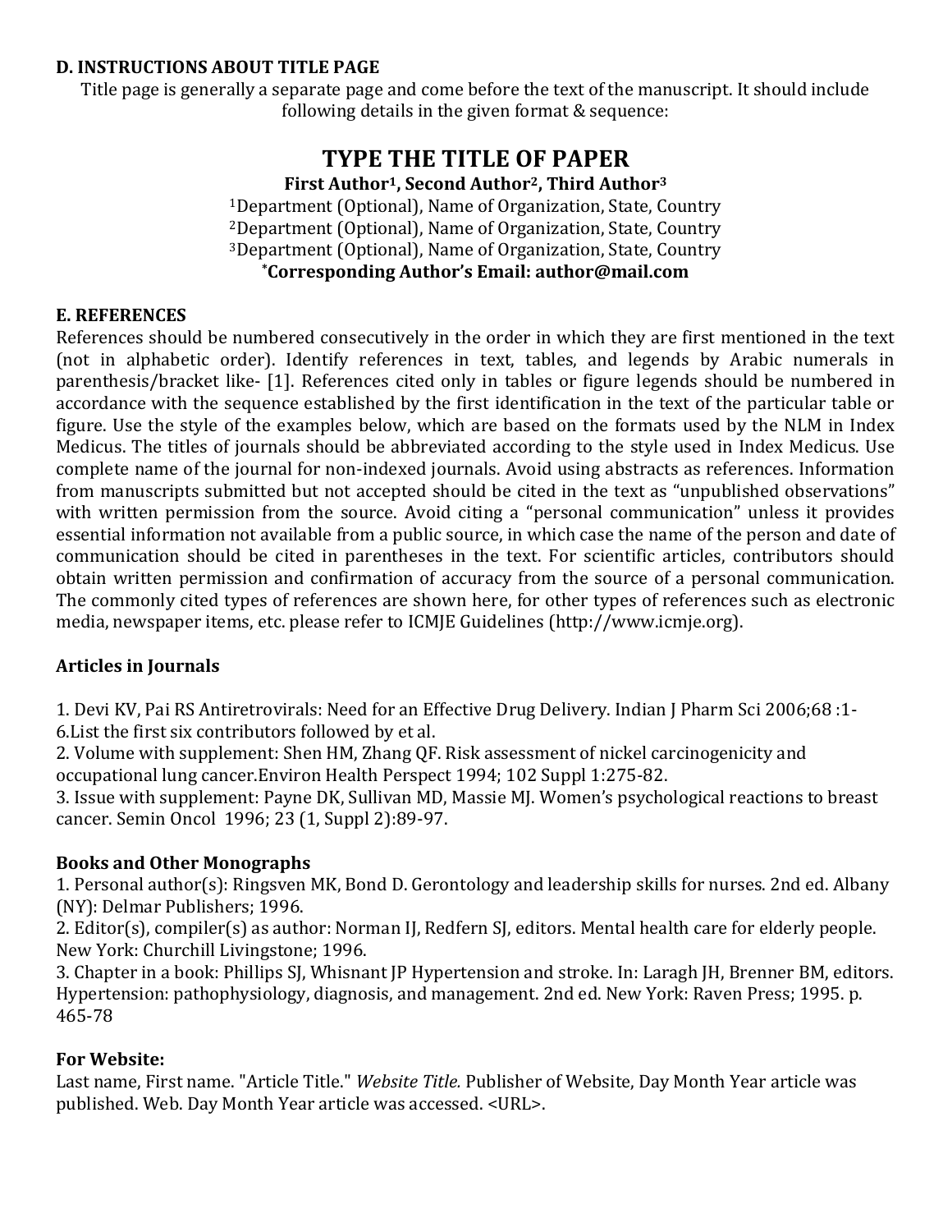## D. INSTRUCTIONS ABOUT TITLE PAGE

Title page is generally a separate page and come before the text of the manuscript. It should include following details in the given format & sequence:

**TYPE THE TITLE OF PAPER**

**First Author[1], Second Author[2], Third Author[3]**

[1]Department (Optional), Name of Organization, State, Country
[2]Department (Optional), Name of Organization, State, Country
[3]Department (Optional), Name of Organization, State, Country
**\*Corresponding Author's Email: author@mail.com**

## E. REFERENCES

References should be numbered consecutively in the order in which they are first mentioned in the text (not in alphabetic order). Identify references in text, tables, and legends by Arabic numerals in parenthesis/bracket like- [1]. References cited only in tables or figure legends should be numbered in accordance with the sequence established by the first identification in the text of the particular table or figure. Use the style of the examples below, which are based on the formats used by the NLM in Index Medicus. The titles of journals should be abbreviated according to the style used in Index Medicus. Use complete name of the journal for non-indexed journals. Avoid using abstracts as references. Information from manuscripts submitted but not accepted should be cited in the text as "unpublished observations" with written permission from the source. Avoid citing a "personal communication" unless it provides essential information not available from a public source, in which case the name of the person and date of communication should be cited in parentheses in the text. For scientific articles, contributors should obtain written permission and confirmation of accuracy from the source of a personal communication. The commonly cited types of references are shown here, for other types of references such as electronic media, newspaper items, etc. please refer to ICMJE Guidelines (http://www.icmje.org).

### Articles in Journals

1. Devi KV, Pai RS Antiretrovirals: Need for an Effective Drug Delivery. Indian J Pharm Sci 2006;68 :1-6.List the first six contributors followed by et al.
2. Volume with supplement: Shen HM, Zhang QF. Risk assessment of nickel carcinogenicity and occupational lung cancer.Environ Health Perspect 1994; 102 Suppl 1:275-82.
3. Issue with supplement: Payne DK, Sullivan MD, Massie MJ. Women's psychological reactions to breast cancer. Semin Oncol 1996; 23 (1, Suppl 2):89-97.

### Books and Other Monographs

1. Personal author(s): Ringsven MK, Bond D. Gerontology and leadership skills for nurses. 2nd ed. Albany (NY): Delmar Publishers; 1996.
2. Editor(s), compiler(s) as author: Norman IJ, Redfern SJ, editors. Mental health care for elderly people. New York: Churchill Livingstone; 1996.
3. Chapter in a book: Phillips SJ, Whisnant JP Hypertension and stroke. In: Laragh JH, Brenner BM, editors. Hypertension: pathophysiology, diagnosis, and management. 2nd ed. New York: Raven Press; 1995. p. 465-78

### For Website:

Last name, First name. "Article Title." *Website Title.* Publisher of Website, Day Month Year article was published. Web. Day Month Year article was accessed. <URL>.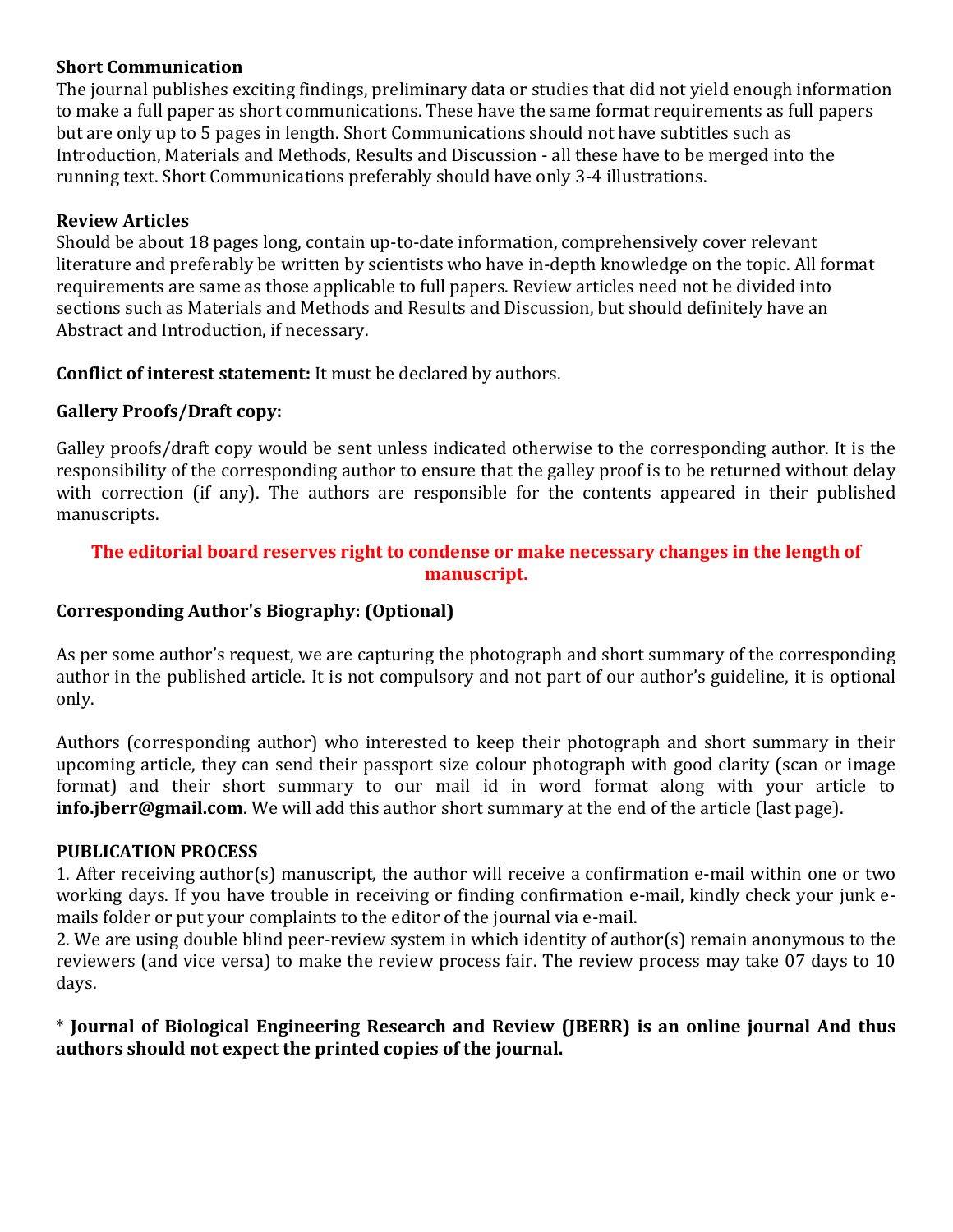**Short Communication**

The journal publishes exciting findings, preliminary data or studies that did not yield enough information to make a full paper as short communications. These have the same format requirements as full papers but are only up to 5 pages in length. Short Communications should not have subtitles such as Introduction, Materials and Methods, Results and Discussion - all these have to be merged into the running text. Short Communications preferably should have only 3-4 illustrations.

**Review Articles**

Should be about 18 pages long, contain up-to-date information, comprehensively cover relevant literature and preferably be written by scientists who have in-depth knowledge on the topic. All format requirements are same as those applicable to full papers. Review articles need not be divided into sections such as Materials and Methods and Results and Discussion, but should definitely have an Abstract and Introduction, if necessary.

**Conflict of interest statement:** It must be declared by authors.

**Gallery Proofs/Draft copy:**

Galley proofs/draft copy would be sent unless indicated otherwise to the corresponding author. It is the responsibility of the corresponding author to ensure that the galley proof is to be returned without delay with correction (if any). The authors are responsible for the contents appeared in their published manuscripts.

**The editorial board reserves right to condense or make necessary changes in the length of manuscript.**

**Corresponding Author's Biography: (Optional)**

As per some author's request, we are capturing the photograph and short summary of the corresponding author in the published article. It is not compulsory and not part of our author's guideline, it is optional only.

Authors (corresponding author) who interested to keep their photograph and short summary in their upcoming article, they can send their passport size colour photograph with good clarity (scan or image format) and their short summary to our mail id in word format along with your article to **info.jberr@gmail.com**. We will add this author short summary at the end of the article (last page).

**PUBLICATION PROCESS**

1. After receiving author(s) manuscript, the author will receive a confirmation e-mail within one or two working days. If you have trouble in receiving or finding confirmation e-mail, kindly check your junk e-mails folder or put your complaints to the editor of the journal via e-mail.
2. We are using double blind peer-review system in which identity of author(s) remain anonymous to the reviewers (and vice versa) to make the review process fair. The review process may take 07 days to 10 days.

\* **Journal of Biological Engineering Research and Review (JBERR) is an online journal And thus authors should not expect the printed copies of the journal.**